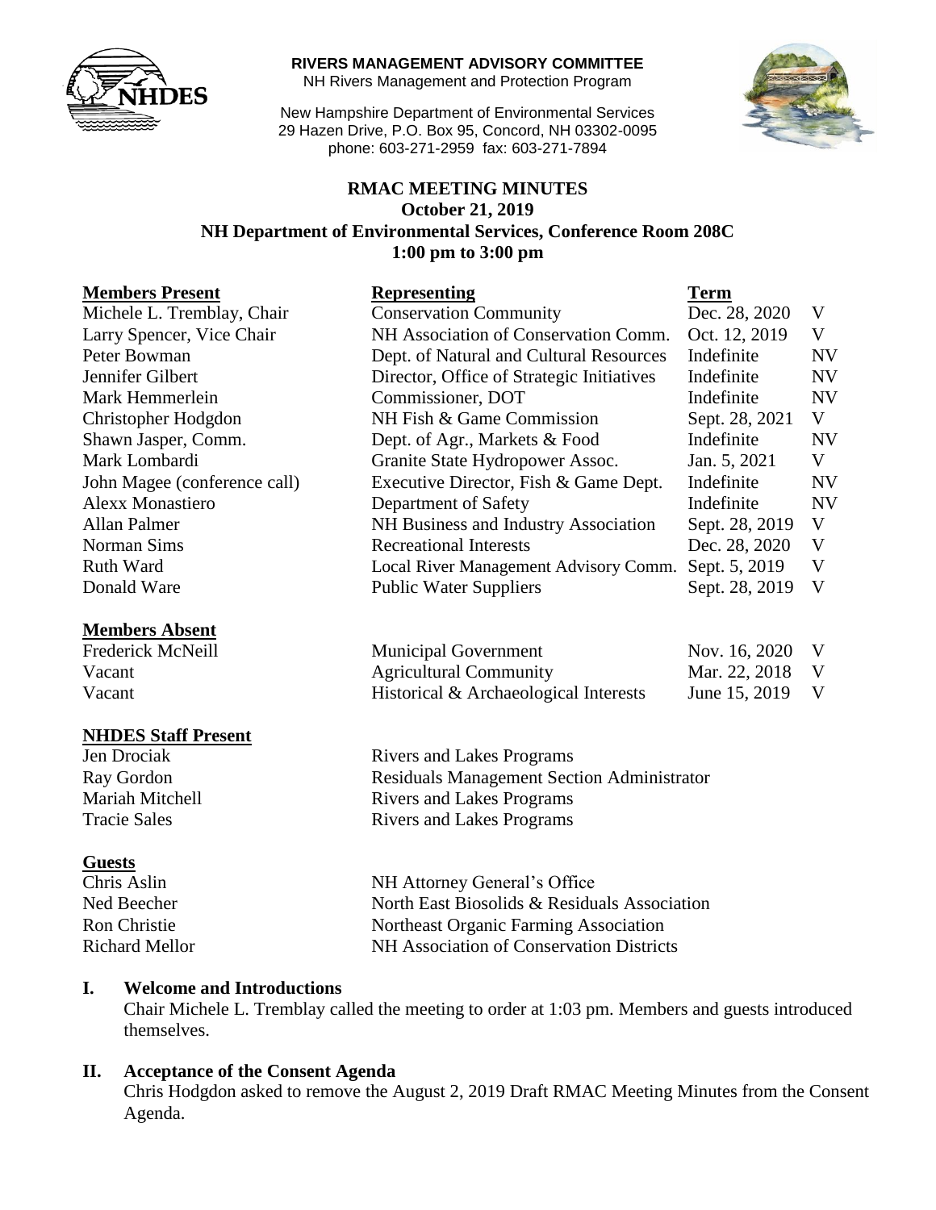**RIVERS MANAGEMENT ADVISORY COMMITTEE**
NH Rivers Management and Protection Program

New Hampshire Department of Environmental Services
29 Hazen Drive, P.O. Box 95, Concord, NH 03302-0095
phone: 603-271-2959 fax: 603-271-7894

# RMAC MEETING MINUTES
## October 21, 2019
## NH Department of Environmental Services, Conference Room 208C
## 1:00 pm to 3:00 pm

| Members Present | Representing | Term | |
|---|---|---|---|
| Michele L. Tremblay, Chair | Conservation Community | Dec. 28, 2020 | V |
| Larry Spencer, Vice Chair | NH Association of Conservation Comm. | Oct. 12, 2019 | V |
| Peter Bowman | Dept. of Natural and Cultural Resources | Indefinite | NV |
| Jennifer Gilbert | Director, Office of Strategic Initiatives | Indefinite | NV |
| Mark Hemmerlein | Commissioner, DOT | Indefinite | NV |
| Christopher Hodgdon | NH Fish & Game Commission | Sept. 28, 2021 | V |
| Shawn Jasper, Comm. | Dept. of Agr., Markets & Food | Indefinite | NV |
| Mark Lombardi | Granite State Hydropower Assoc. | Jan. 5, 2021 | V |
| John Magee (conference call) | Executive Director, Fish & Game Dept. | Indefinite | NV |
| Alexx Monastiero | Department of Safety | Indefinite | NV |
| Allan Palmer | NH Business and Industry Association | Sept. 28, 2019 | V |
| Norman Sims | Recreational Interests | Dec. 28, 2020 | V |
| Ruth Ward | Local River Management Advisory Comm. | Sept. 5, 2019 | V |
| Donald Ware | Public Water Suppliers | Sept. 28, 2019 | V |

| Members Absent | | | |
|---|---|---|---|
| Frederick McNeill | Municipal Government | Nov. 16, 2020 | V |
| Vacant | Agricultural Community | Mar. 22, 2018 | V |
| Vacant | Historical & Archaeological Interests | June 15, 2019 | V |

| NHDES Staff Present | |
|---|---|
| Jen Drociak | Rivers and Lakes Programs |
| Ray Gordon | Residuals Management Section Administrator |
| Mariah Mitchell | Rivers and Lakes Programs |
| Tracie Sales | Rivers and Lakes Programs |

| Guests | |
|---|---|
| Chris Aslin | NH Attorney General's Office |
| Ned Beecher | North East Biosolids & Residuals Association |
| Ron Christie | Northeast Organic Farming Association |
| Richard Mellor | NH Association of Conservation Districts |

## I. Welcome and Introductions

Chair Michele L. Tremblay called the meeting to order at 1:03 pm. Members and guests introduced themselves.

## II. Acceptance of the Consent Agenda

Chris Hodgdon asked to remove the August 2, 2019 Draft RMAC Meeting Minutes from the Consent Agenda.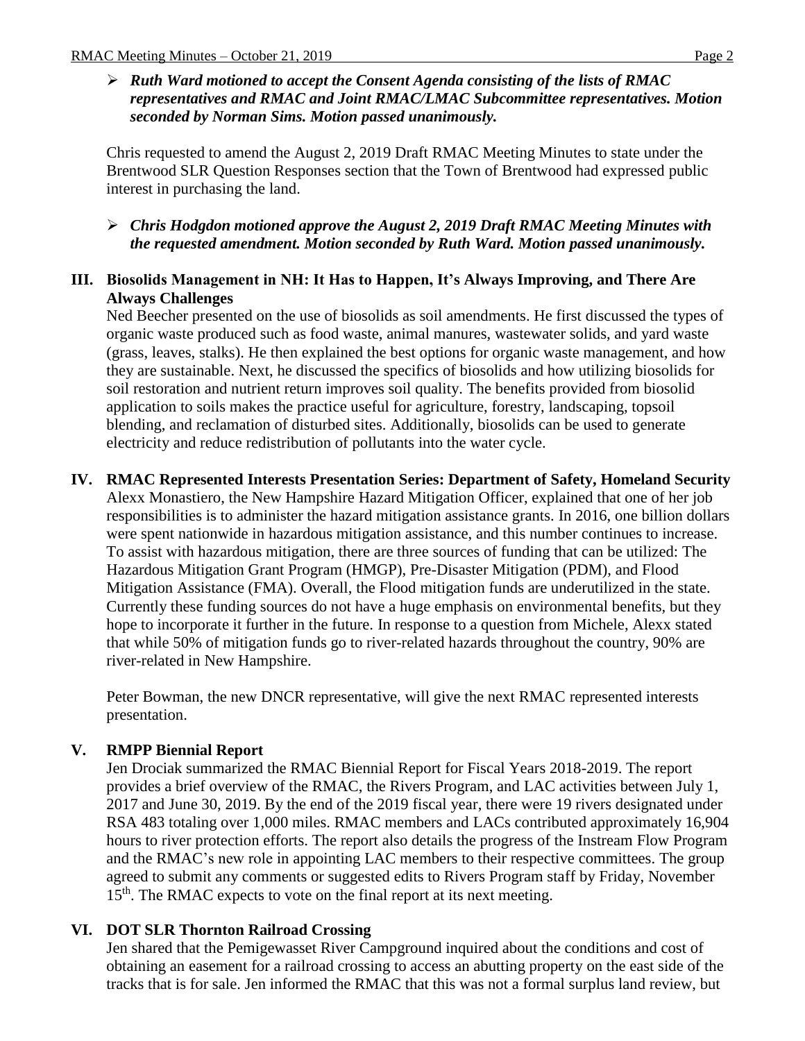- ***Ruth Ward motioned to accept the Consent Agenda consisting of the lists of RMAC representatives and RMAC and Joint RMAC/LMAC Subcommittee representatives. Motion seconded by Norman Sims. Motion passed unanimously.***

Chris requested to amend the August 2, 2019 Draft RMAC Meeting Minutes to state under the Brentwood SLR Question Responses section that the Town of Brentwood had expressed public interest in purchasing the land.

- ***Chris Hodgdon motioned approve the August 2, 2019 Draft RMAC Meeting Minutes with the requested amendment. Motion seconded by Ruth Ward. Motion passed unanimously.***

## III. Biosolids Management in NH: It Has to Happen, It's Always Improving, and There Are Always Challenges

Ned Beecher presented on the use of biosolids as soil amendments. He first discussed the types of organic waste produced such as food waste, animal manures, wastewater solids, and yard waste (grass, leaves, stalks). He then explained the best options for organic waste management, and how they are sustainable. Next, he discussed the specifics of biosolids and how utilizing biosolids for soil restoration and nutrient return improves soil quality. The benefits provided from biosolid application to soils makes the practice useful for agriculture, forestry, landscaping, topsoil blending, and reclamation of disturbed sites. Additionally, biosolids can be used to generate electricity and reduce redistribution of pollutants into the water cycle.

## IV. RMAC Represented Interests Presentation Series: Department of Safety, Homeland Security

Alexx Monastiero, the New Hampshire Hazard Mitigation Officer, explained that one of her job responsibilities is to administer the hazard mitigation assistance grants. In 2016, one billion dollars were spent nationwide in hazardous mitigation assistance, and this number continues to increase. To assist with hazardous mitigation, there are three sources of funding that can be utilized: The Hazardous Mitigation Grant Program (HMGP), Pre-Disaster Mitigation (PDM), and Flood Mitigation Assistance (FMA). Overall, the Flood mitigation funds are underutilized in the state. Currently these funding sources do not have a huge emphasis on environmental benefits, but they hope to incorporate it further in the future. In response to a question from Michele, Alexx stated that while 50% of mitigation funds go to river-related hazards throughout the country, 90% are river-related in New Hampshire.

Peter Bowman, the new DNCR representative, will give the next RMAC represented interests presentation.

## V. RMPP Biennial Report

Jen Drociak summarized the RMAC Biennial Report for Fiscal Years 2018-2019. The report provides a brief overview of the RMAC, the Rivers Program, and LAC activities between July 1, 2017 and June 30, 2019. By the end of the 2019 fiscal year, there were 19 rivers designated under RSA 483 totaling over 1,000 miles. RMAC members and LACs contributed approximately 16,904 hours to river protection efforts. The report also details the progress of the Instream Flow Program and the RMAC's new role in appointing LAC members to their respective committees. The group agreed to submit any comments or suggested edits to Rivers Program staff by Friday, November 15th. The RMAC expects to vote on the final report at its next meeting.

## VI. DOT SLR Thornton Railroad Crossing

Jen shared that the Pemigewasset River Campground inquired about the conditions and cost of obtaining an easement for a railroad crossing to access an abutting property on the east side of the tracks that is for sale. Jen informed the RMAC that this was not a formal surplus land review, but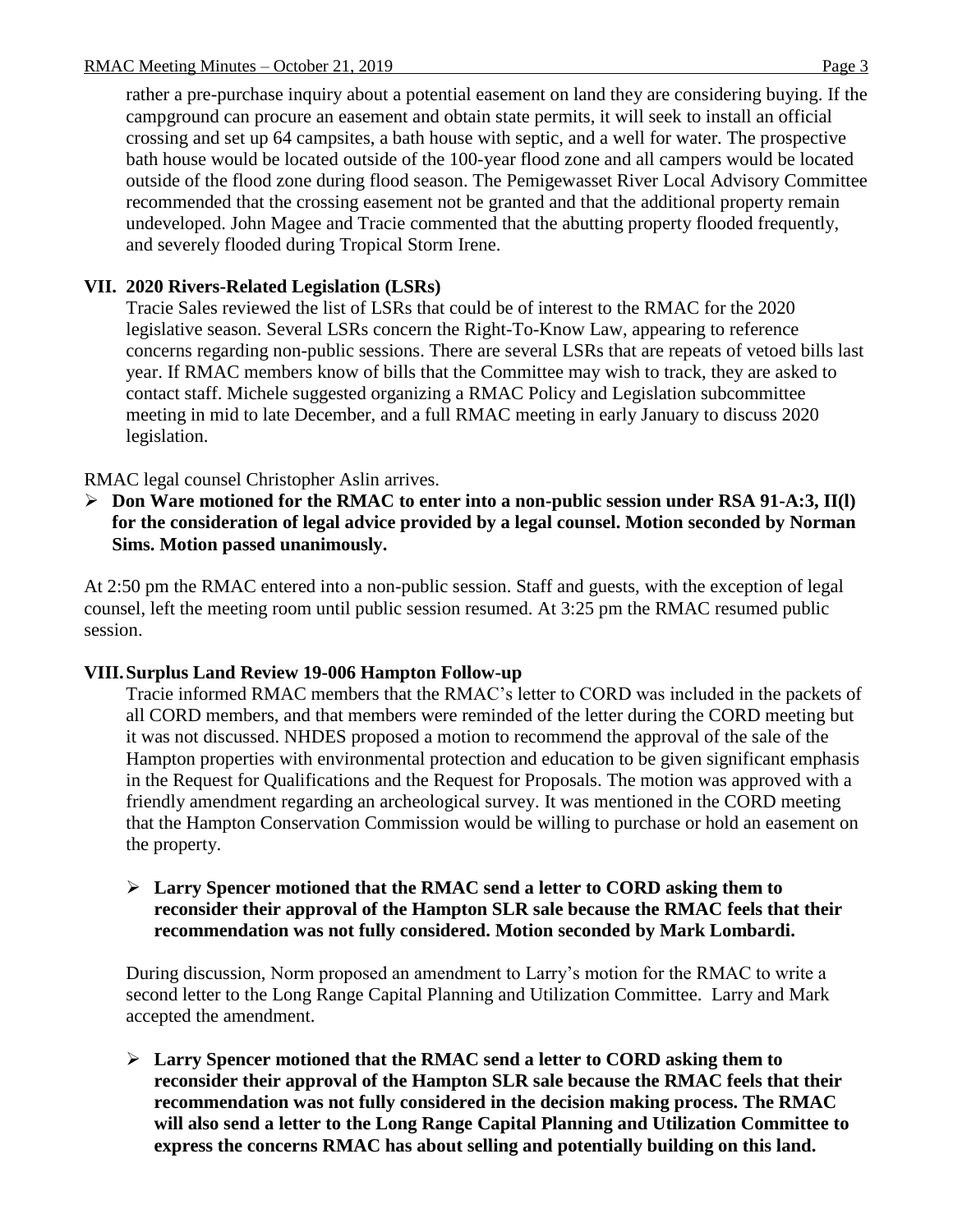rather a pre-purchase inquiry about a potential easement on land they are considering buying. If the campground can procure an easement and obtain state permits, it will seek to install an official crossing and set up 64 campsites, a bath house with septic, and a well for water. The prospective bath house would be located outside of the 100-year flood zone and all campers would be located outside of the flood zone during flood season. The Pemigewasset River Local Advisory Committee recommended that the crossing easement not be granted and that the additional property remain undeveloped. John Magee and Tracie commented that the abutting property flooded frequently, and severely flooded during Tropical Storm Irene.

## VII. 2020 Rivers-Related Legislation (LSRs)

Tracie Sales reviewed the list of LSRs that could be of interest to the RMAC for the 2020 legislative season. Several LSRs concern the Right-To-Know Law, appearing to reference concerns regarding non-public sessions. There are several LSRs that are repeats of vetoed bills last year. If RMAC members know of bills that the Committee may wish to track, they are asked to contact staff. Michele suggested organizing a RMAC Policy and Legislation subcommittee meeting in mid to late December, and a full RMAC meeting in early January to discuss 2020 legislation.

RMAC legal counsel Christopher Aslin arrives.

- **Don Ware motioned for the RMAC to enter into a non-public session under RSA 91-A:3, II(l) for the consideration of legal advice provided by a legal counsel. Motion seconded by Norman Sims. Motion passed unanimously.**

At 2:50 pm the RMAC entered into a non-public session. Staff and guests, with the exception of legal counsel, left the meeting room until public session resumed. At 3:25 pm the RMAC resumed public session.

## VIII. Surplus Land Review 19-006 Hampton Follow-up

Tracie informed RMAC members that the RMAC's letter to CORD was included in the packets of all CORD members, and that members were reminded of the letter during the CORD meeting but it was not discussed. NHDES proposed a motion to recommend the approval of the sale of the Hampton properties with environmental protection and education to be given significant emphasis in the Request for Qualifications and the Request for Proposals. The motion was approved with a friendly amendment regarding an archeological survey. It was mentioned in the CORD meeting that the Hampton Conservation Commission would be willing to purchase or hold an easement on the property.

- **Larry Spencer motioned that the RMAC send a letter to CORD asking them to reconsider their approval of the Hampton SLR sale because the RMAC feels that their recommendation was not fully considered. Motion seconded by Mark Lombardi.**

During discussion, Norm proposed an amendment to Larry's motion for the RMAC to write a second letter to the Long Range Capital Planning and Utilization Committee. Larry and Mark accepted the amendment.

- **Larry Spencer motioned that the RMAC send a letter to CORD asking them to reconsider their approval of the Hampton SLR sale because the RMAC feels that their recommendation was not fully considered in the decision making process. The RMAC will also send a letter to the Long Range Capital Planning and Utilization Committee to express the concerns RMAC has about selling and potentially building on this land.**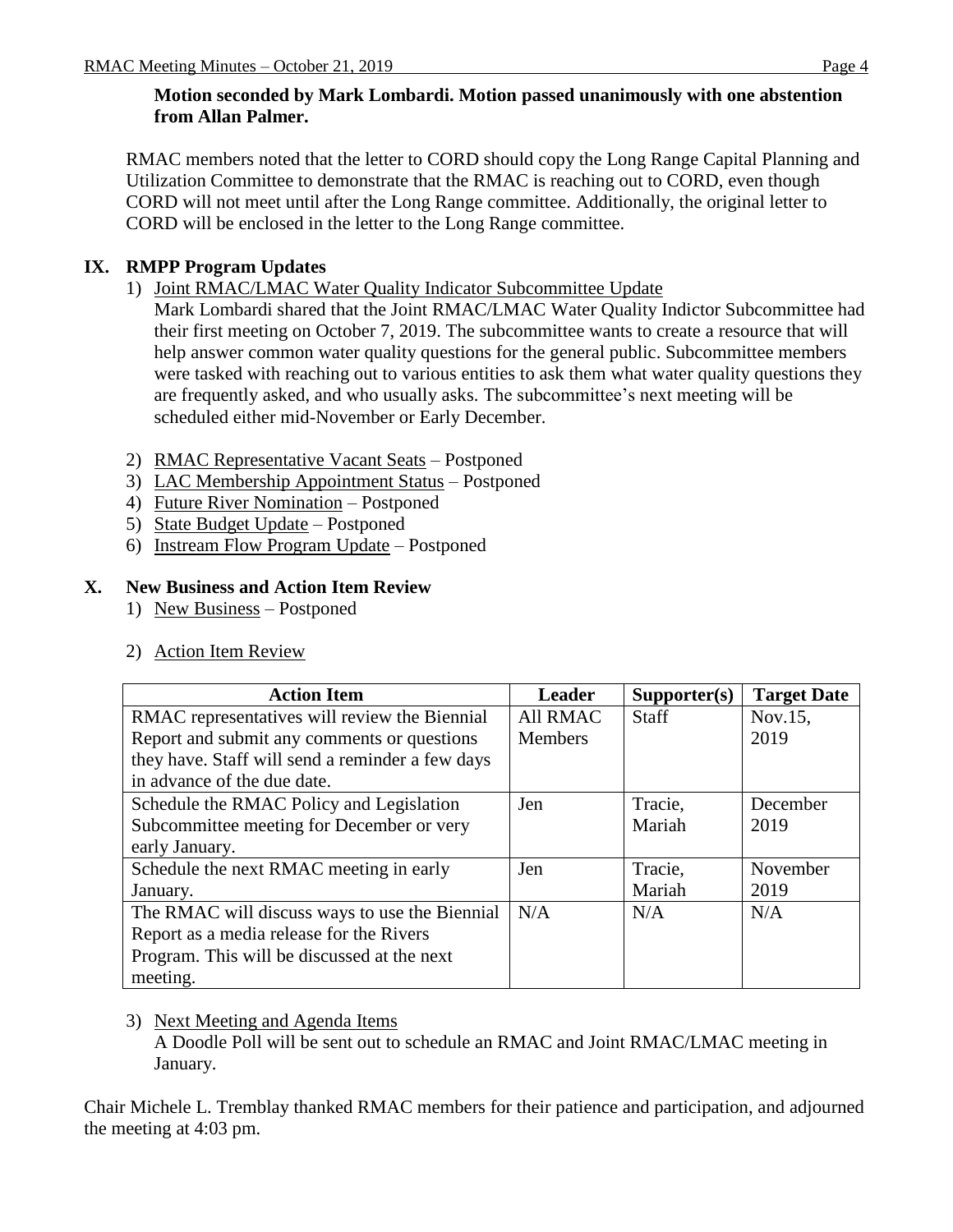**Motion seconded by Mark Lombardi. Motion passed unanimously with one abstention from Allan Palmer.**

RMAC members noted that the letter to CORD should copy the Long Range Capital Planning and Utilization Committee to demonstrate that the RMAC is reaching out to CORD, even though CORD will not meet until after the Long Range committee. Additionally, the original letter to CORD will be enclosed in the letter to the Long Range committee.

## IX. RMPP Program Updates

1) Joint RMAC/LMAC Water Quality Indicator Subcommittee Update
   Mark Lombardi shared that the Joint RMAC/LMAC Water Quality Indictor Subcommittee had their first meeting on October 7, 2019. The subcommittee wants to create a resource that will help answer common water quality questions for the general public. Subcommittee members were tasked with reaching out to various entities to ask them what water quality questions they are frequently asked, and who usually asks. The subcommittee's next meeting will be scheduled either mid-November or Early December.

2) RMAC Representative Vacant Seats – Postponed
3) LAC Membership Appointment Status – Postponed
4) Future River Nomination – Postponed
5) State Budget Update – Postponed
6) Instream Flow Program Update – Postponed

## X. New Business and Action Item Review

1) New Business – Postponed

2) Action Item Review

| Action Item | Leader | Supporter(s) | Target Date |
|---|---|---|---|
| RMAC representatives will review the Biennial Report and submit any comments or questions they have. Staff will send a reminder a few days in advance of the due date. | All RMAC Members | Staff | Nov.15, 2019 |
| Schedule the RMAC Policy and Legislation Subcommittee meeting for December or very early January. | Jen | Tracie, Mariah | December 2019 |
| Schedule the next RMAC meeting in early January. | Jen | Tracie, Mariah | November 2019 |
| The RMAC will discuss ways to use the Biennial Report as a media release for the Rivers Program. This will be discussed at the next meeting. | N/A | N/A | N/A |

3) Next Meeting and Agenda Items
   A Doodle Poll will be sent out to schedule an RMAC and Joint RMAC/LMAC meeting in January.

Chair Michele L. Tremblay thanked RMAC members for their patience and participation, and adjourned the meeting at 4:03 pm.